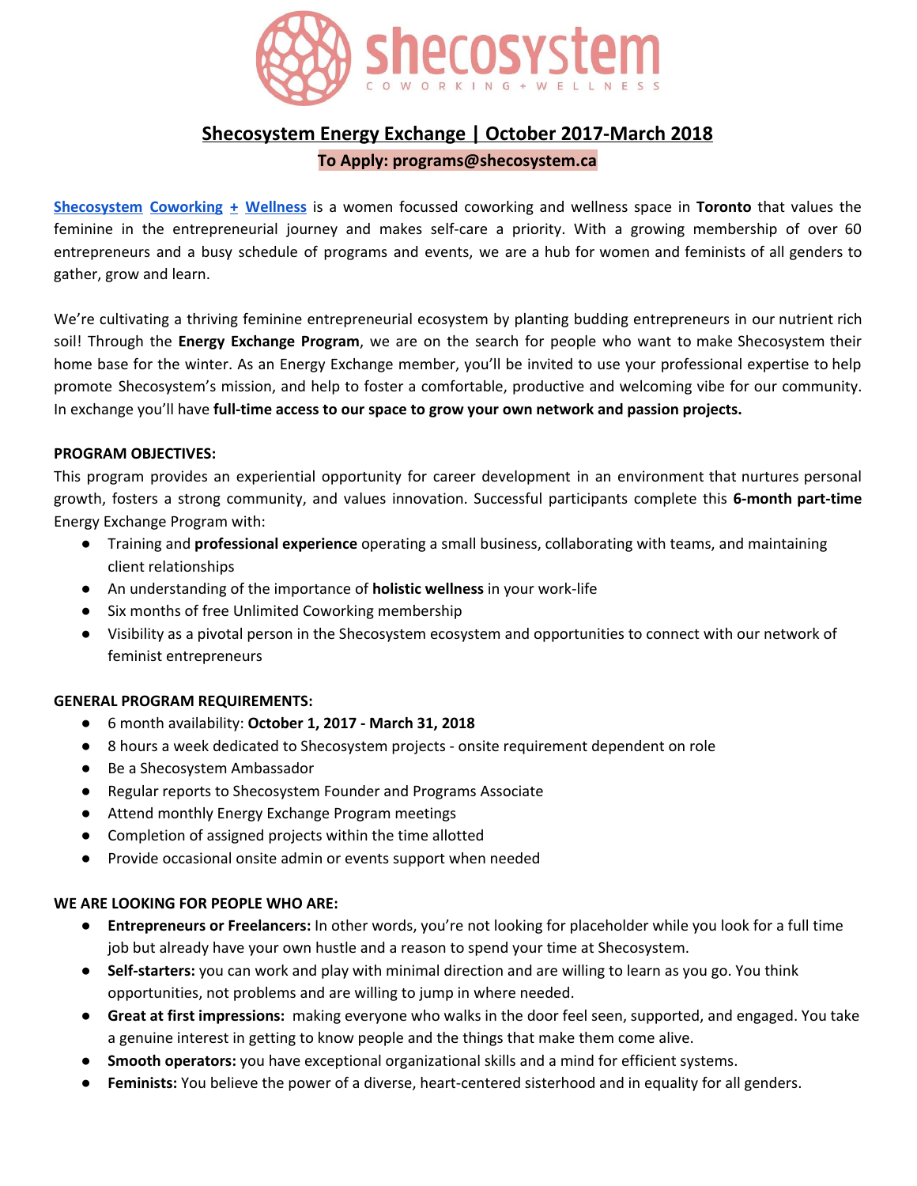# Shecosystem Energy Exchange | October 2017-March 2018

**To Apply: programs@shecosystem.ca**

Shecosystem Coworking + Wellness is a women focussed coworking and wellness space in **Toronto** that values the feminine in the entrepreneurial journey and makes self-care a priority. With a growing membership of over 60 entrepreneurs and a busy schedule of programs and events, we are a hub for women and feminists of all genders to gather, grow and learn.

We're cultivating a thriving feminine entrepreneurial ecosystem by planting budding entrepreneurs in our nutrient rich soil! Through the **Energy Exchange Program**, we are on the search for people who want to make Shecosystem their home base for the winter. As an Energy Exchange member, you'll be invited to use your professional expertise to help promote Shecosystem's mission, and help to foster a comfortable, productive and welcoming vibe for our community. In exchange you'll have **full-time access to our space to grow your own network and passion projects.**

**PROGRAM OBJECTIVES:**

This program provides an experiential opportunity for career development in an environment that nurtures personal growth, fosters a strong community, and values innovation. Successful participants complete this **6-month part-time** Energy Exchange Program with:

- Training and **professional experience** operating a small business, collaborating with teams, and maintaining client relationships
- An understanding of the importance of **holistic wellness** in your work-life
- Six months of free Unlimited Coworking membership
- Visibility as a pivotal person in the Shecosystem ecosystem and opportunities to connect with our network of feminist entrepreneurs

**GENERAL PROGRAM REQUIREMENTS:**

- 6 month availability: **October 1, 2017 - March 31, 2018**
- 8 hours a week dedicated to Shecosystem projects - onsite requirement dependent on role
- Be a Shecosystem Ambassador
- Regular reports to Shecosystem Founder and Programs Associate
- Attend monthly Energy Exchange Program meetings
- Completion of assigned projects within the time allotted
- Provide occasional onsite admin or events support when needed

**WE ARE LOOKING FOR PEOPLE WHO ARE:**

- **Entrepreneurs or Freelancers:** In other words, you're not looking for placeholder while you look for a full time job but already have your own hustle and a reason to spend your time at Shecosystem.
- **Self-starters:** you can work and play with minimal direction and are willing to learn as you go. You think opportunities, not problems and are willing to jump in where needed.
- **Great at first impressions:** making everyone who walks in the door feel seen, supported, and engaged. You take a genuine interest in getting to know people and the things that make them come alive.
- **Smooth operators:** you have exceptional organizational skills and a mind for efficient systems.
- **Feminists:** You believe the power of a diverse, heart-centered sisterhood and in equality for all genders.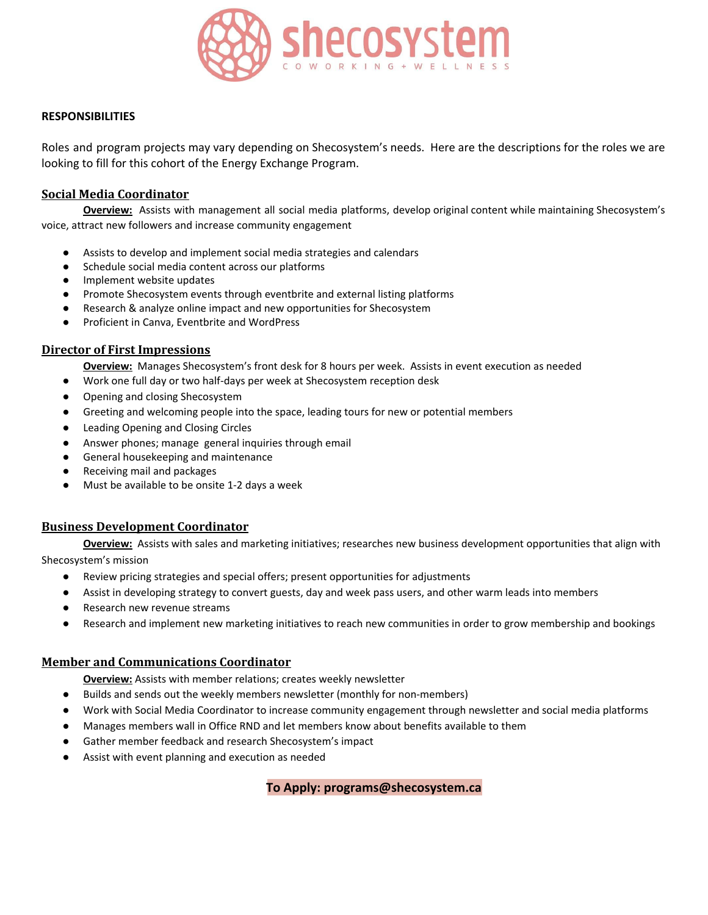**shecosystem**

COWORKING + WELLNESS

**RESPONSIBILITIES**

Roles and program projects may vary depending on Shecosystem's needs. Here are the descriptions for the roles we are looking to fill for this cohort of the Energy Exchange Program.

## Social Media Coordinator

**Overview:** Assists with management all social media platforms, develop original content while maintaining Shecosystem's voice, attract new followers and increase community engagement

- Assists to develop and implement social media strategies and calendars
- Schedule social media content across our platforms
- Implement website updates
- Promote Shecosystem events through eventbrite and external listing platforms
- Research & analyze online impact and new opportunities for Shecosystem
- Proficient in Canva, Eventbrite and WordPress

## Director of First Impressions

**Overview:** Manages Shecosystem's front desk for 8 hours per week. Assists in event execution as needed

- Work one full day or two half-days per week at Shecosystem reception desk
- Opening and closing Shecosystem
- Greeting and welcoming people into the space, leading tours for new or potential members
- Leading Opening and Closing Circles
- Answer phones; manage general inquiries through email
- General housekeeping and maintenance
- Receiving mail and packages
- Must be available to be onsite 1-2 days a week

## Business Development Coordinator

**Overview:** Assists with sales and marketing initiatives; researches new business development opportunities that align with Shecosystem's mission

- Review pricing strategies and special offers; present opportunities for adjustments
- Assist in developing strategy to convert guests, day and week pass users, and other warm leads into members
- Research new revenue streams
- Research and implement new marketing initiatives to reach new communities in order to grow membership and bookings

## Member and Communications Coordinator

**Overview:** Assists with member relations; creates weekly newsletter

- Builds and sends out the weekly members newsletter (monthly for non-members)
- Work with Social Media Coordinator to increase community engagement through newsletter and social media platforms
- Manages members wall in Office RND and let members know about benefits available to them
- Gather member feedback and research Shecosystem's impact
- Assist with event planning and execution as needed

**To Apply: programs@shecosystem.ca**